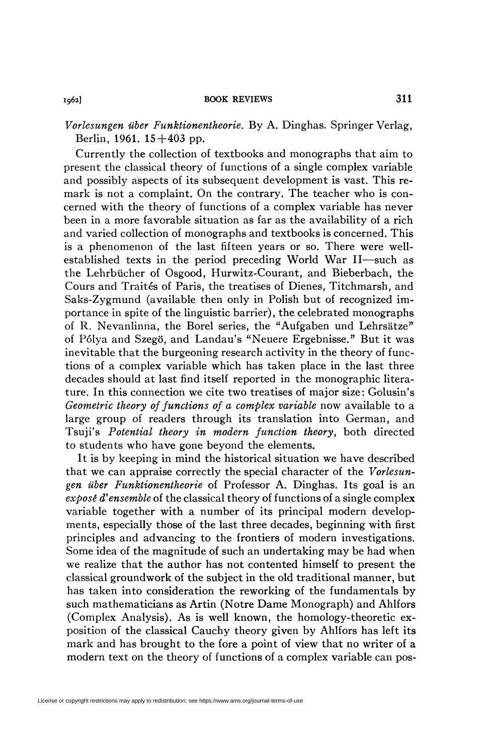*Vorlesungen über Funktionentheorie.* By A. Dinghas. Springer Verlag, Berlin, 1961. 15+403 pp.

Currently the collection of textbooks and monographs that aim to present the classical theory of functions of a single complex variable and possibly aspects of its subsequent development is vast. This remark is not a complaint. On the contrary. The teacher who is concerned with the theory of functions of a complex variable has never been in a more favorable situation as far as the availability of a rich and varied collection of monographs and textbooks is concerned. This is a phenomenon of the last fifteen years or so. There were well-established texts in the period preceding World War II—such as the Lehrbücher of Osgood, Hurwitz-Courant, and Bieberbach, the Cours and Traités of Paris, the treatises of Dienes, Titchmarsh, and Saks-Zygmund (available then only in Polish but of recognized importance in spite of the linguistic barrier), the celebrated monographs of R. Nevanlinna, the Borel series, the "Aufgaben und Lehrsätze" of Pólya and Szegö, and Landau's "Neuere Ergebnisse." But it was inevitable that the burgeoning research activity in the theory of functions of a complex variable which has taken place in the last three decades should at last find itself reported in the monographic literature. In this connection we cite two treatises of major size: Golusin's *Geometric theory of functions of a complex variable* now available to a large group of readers through its translation into German, and Tsuji's *Potential theory in modern function theory*, both directed to students who have gone beyond the elements.

It is by keeping in mind the historical situation we have described that we can appraise correctly the special character of the *Vorlesungen über Funktionentheorie* of Professor A. Dinghas. Its goal is an *exposê d'ensemble* of the classical theory of functions of a single complex variable together with a number of its principal modern developments, especially those of the last three decades, beginning with first principles and advancing to the frontiers of modern investigations. Some idea of the magnitude of such an undertaking may be had when we realize that the author has not contented himself to present the classical groundwork of the subject in the old traditional manner, but has taken into consideration the reworking of the fundamentals by such mathematicians as Artin (Notre Dame Monograph) and Ahlfors (Complex Analysis). As is well known, the homology-theoretic exposition of the classical Cauchy theory given by Ahlfors has left its mark and has brought to the fore a point of view that no writer of a modern text on the theory of functions of a complex variable can pos-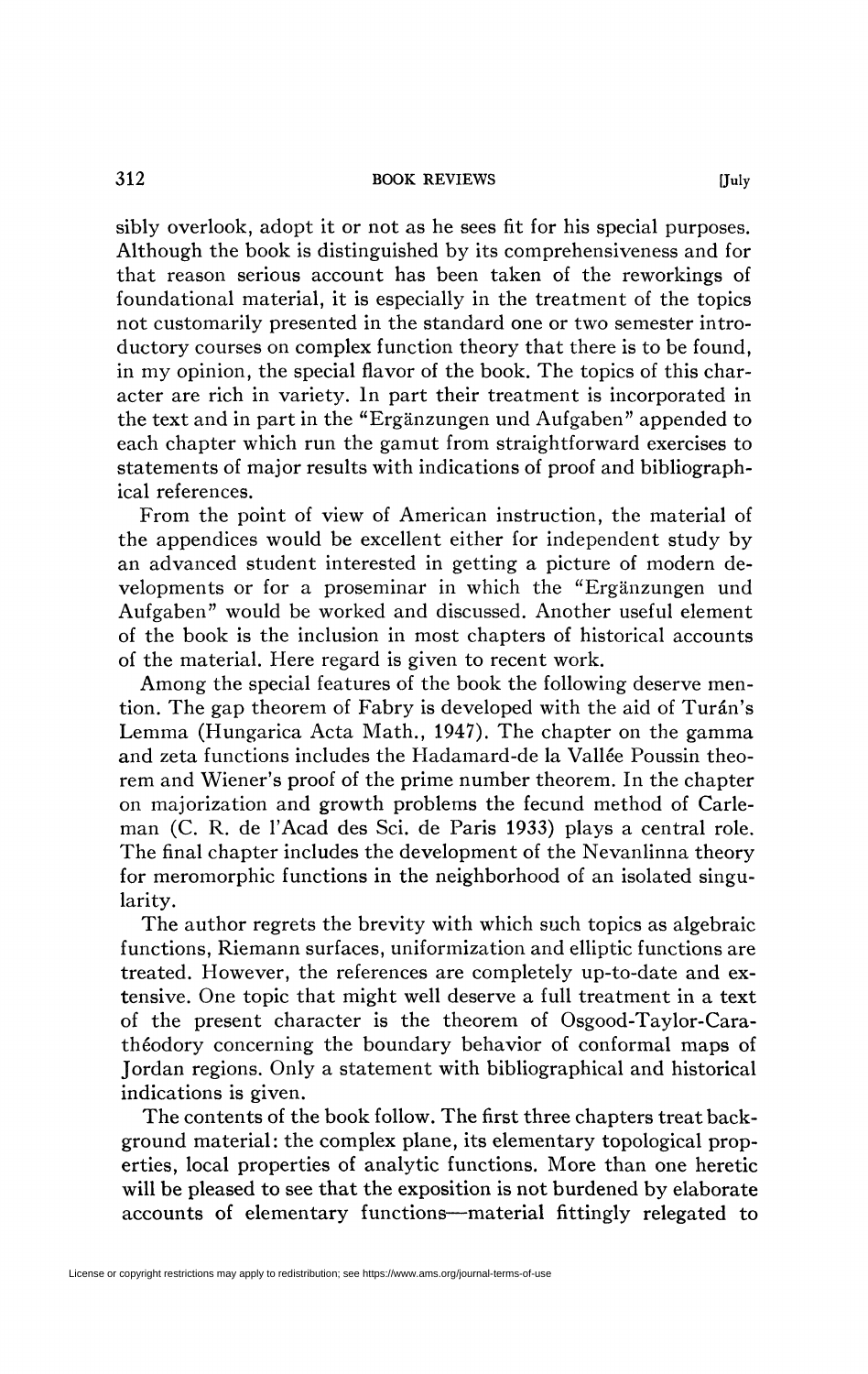sibly overlook, adopt it or not as he sees fit for his special purposes. Although the book is distinguished by its comprehensiveness and for that reason serious account has been taken of the reworkings of foundational material, it is especially in the treatment of the topics not customarily presented in the standard one or two semester introductory courses on complex function theory that there is to be found, in my opinion, the special flavor of the book. The topics of this character are rich in variety. In part their treatment is incorporated in the text and in part in the "Ergänzungen und Aufgaben" appended to each chapter which run the gamut from straightforward exercises to statements of major results with indications of proof and bibliographical references.

From the point of view of American instruction, the material of the appendices would be excellent either for independent study by an advanced student interested in getting a picture of modern developments or for a proseminar in which the "Ergänzungen und Aufgaben" would be worked and discussed. Another useful element of the book is the inclusion in most chapters of historical accounts of the material. Here regard is given to recent work.

Among the special features of the book the following deserve mention. The gap theorem of Fabry is developed with the aid of Turán's Lemma (Hungarica Acta Math., 1947). The chapter on the gamma and zeta functions includes the Hadamard-de la Vallée Poussin theorem and Wiener's proof of the prime number theorem. In the chapter on majorization and growth problems the fecund method of Carleman (C. R. de l'Acad des Sci. de Paris 1933) plays a central role. The final chapter includes the development of the Nevanlinna theory for meromorphic functions in the neighborhood of an isolated singularity.

The author regrets the brevity with which such topics as algebraic functions, Riemann surfaces, uniformization and elliptic functions are treated. However, the references are completely up-to-date and extensive. One topic that might well deserve a full treatment in a text of the present character is the theorem of Osgood-Taylor-Carathéodory concerning the boundary behavior of conformal maps of Jordan regions. Only a statement with bibliographical and historical indications is given.

The contents of the book follow. The first three chapters treat background material: the complex plane, its elementary topological properties, local properties of analytic functions. More than one heretic will be pleased to see that the exposition is not burdened by elaborate accounts of elementary functions—material fittingly relegated to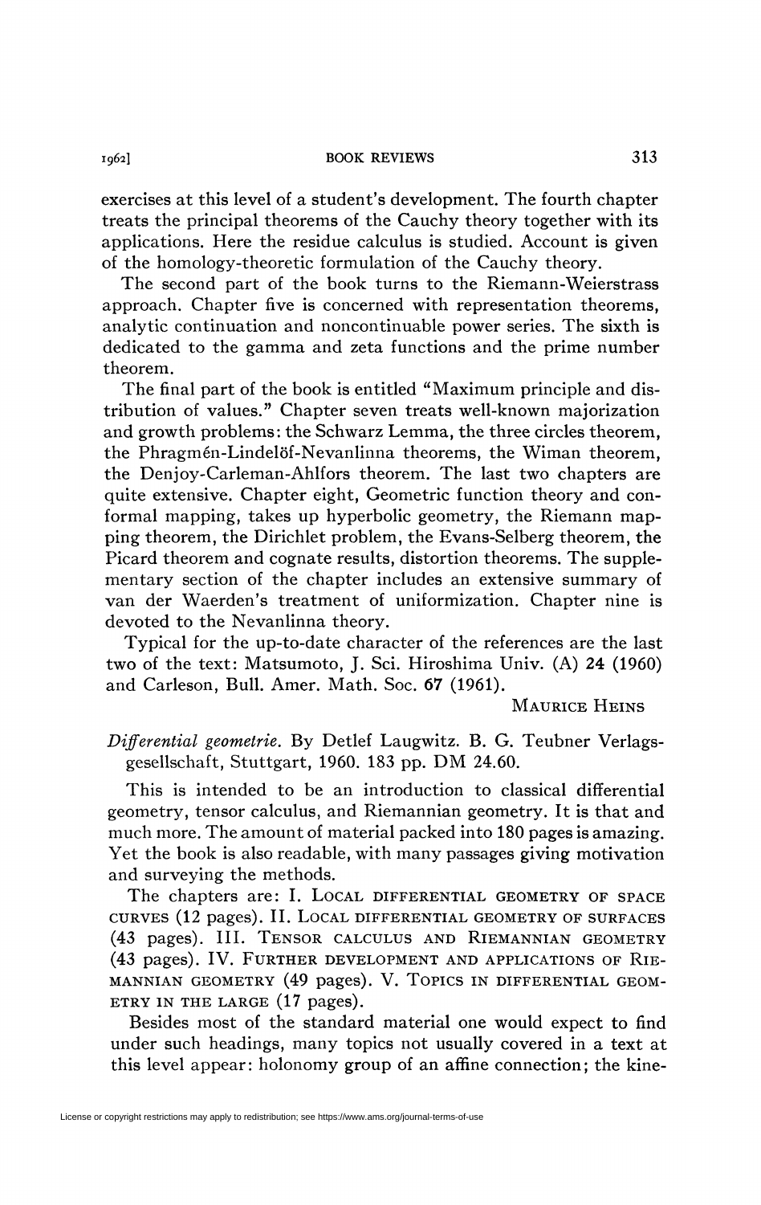exercises at this level of a student's development. The fourth chapter treats the principal theorems of the Cauchy theory together with its applications. Here the residue calculus is studied. Account is given of the homology-theoretic formulation of the Cauchy theory.

The second part of the book turns to the Riemann-Weierstrass approach. Chapter five is concerned with representation theorems, analytic continuation and noncontinuable power series. The sixth is dedicated to the gamma and zeta functions and the prime number theorem.

The final part of the book is entitled "Maximum principle and distribution of values." Chapter seven treats well-known majorization and growth problems: the Schwarz Lemma, the three circles theorem, the Phragmén-Lindelöf-Nevanlinna theorems, the Wiman theorem, the Denjoy-Carleman-Ahlfors theorem. The last two chapters are quite extensive. Chapter eight, Geometric function theory and conformal mapping, takes up hyperbolic geometry, the Riemann mapping theorem, the Dirichlet problem, the Evans-Selberg theorem, the Picard theorem and cognate results, distortion theorems. The supplementary section of the chapter includes an extensive summary of van der Waerden's treatment of uniformization. Chapter nine is devoted to the Nevanlinna theory.

Typical for the up-to-date character of the references are the last two of the text: Matsumoto, J. Sci. Hiroshima Univ. (A) **24** (1960) and Carleson, Bull. Amer. Math. Soc. **67** (1961).

MAURICE HEINS

*Differentialgeometrie.* By Detlef Laugwitz. B. G. Teubner Verlagsgesellschaft, Stuttgart, 1960. 183 pp. DM 24.60.

This is intended to be an introduction to classical differential geometry, tensor calculus, and Riemannian geometry. It is that and much more. The amount of material packed into 180 pages is amazing. Yet the book is also readable, with many passages giving motivation and surveying the methods.

The chapters are: I. LOCAL DIFFERENTIAL GEOMETRY OF SPACE CURVES (12 pages). II. LOCAL DIFFERENTIAL GEOMETRY OF SURFACES (43 pages). III. TENSOR CALCULUS AND RIEMANNIAN GEOMETRY (43 pages). IV. FURTHER DEVELOPMENT AND APPLICATIONS OF RIEMANNIAN GEOMETRY (49 pages). V. TOPICS IN DIFFERENTIAL GEOMETRY IN THE LARGE (17 pages).

Besides most of the standard material one would expect to find under such headings, many topics not usually covered in a text at this level appear: holonomy group of an affine connection; the kine-